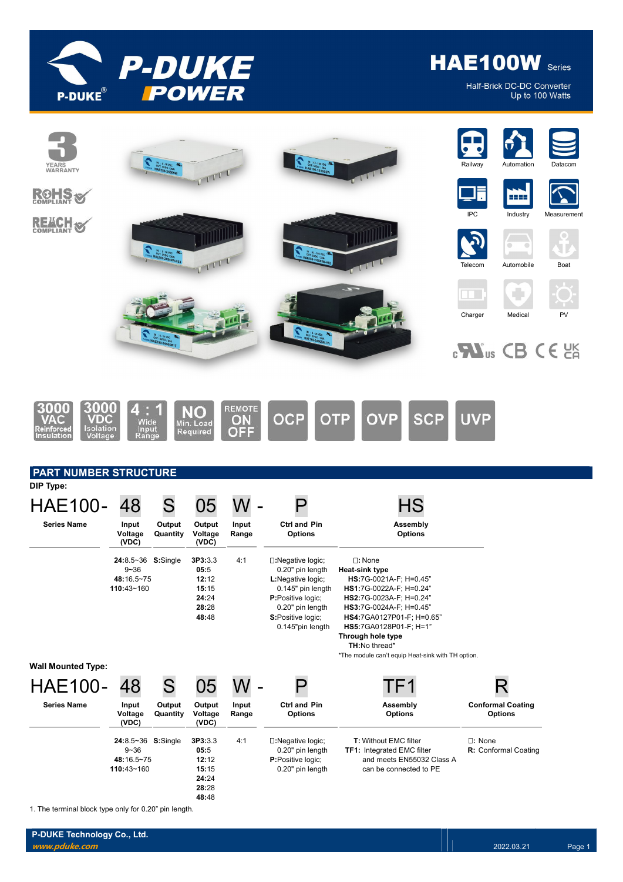# HAE100W Series

Half-Brick DC-DC Converter
Up to 100 Watts

3 YEARS WARRANTY

RoHS COMPLIANT

REACH COMPLIANT

Railway | Automation | Datacom | IPC | Industry | Measurement | Telecom | Automobile | Boat | Charger | Medical | PV

3000 VAC Reinforced Insulation | 3000 VDC Isolation Voltage | 4 : 1 Wide Input Range | NO Min. Load Required | REMOTE ON OFF | OCP | OTP | OVP | SCP | UVP

## PART NUMBER STRUCTURE

### DIP Type:

HAE100- 48 S 05 W - P HS

| Series Name | Input Voltage (VDC) | Output Quantity | Output Voltage (VDC) | Input Range | Ctrl and Pin Options | Assembly Options |
|---|---|---|---|---|---|---|
| | **24:**8.5~36<br>9~36<br>**48:**16.5~75<br>**110:**43~160 | **S:**Single | **3P3:**3.3<br>**05:**5<br>**12:**12<br>**15:**15<br>**24:**24<br>**28:**28<br>**48:**48 | 4:1 | □:Negative logic; 0.20" pin length<br>**L:**Negative logic; 0.145" pin length<br>**P:**Positive logic; 0.20" pin length<br>**S:**Positive logic; 0.145"pin length | □: None<br>**Heat-sink type**<br>**HS:**7G-0021A-F; H=0.45"<br>**HS1:**7G-0022A-F; H=0.24"<br>**HS2:**7G-0023A-F; H=0.24"<br>**HS3:**7G-0024A-F; H=0.45"<br>**HS4:**7GA0127P01-F; H=0.65"<br>**HS5:**7GA0128P01-F; H=1"<br>**Through hole type**<br>**TH:**No thread*<br>*The module can't equip Heat-sink with TH option. |

### Wall Mounted Type:

HAE100- 48 S 05 W - P TF1 R

| Series Name | Input Voltage (VDC) | Output Quantity | Output Voltage (VDC) | Input Range | Ctrl and Pin Options | Assembly Options | Conformal Coating Options |
|---|---|---|---|---|---|---|---|
| | **24:**8.5~36<br>9~36<br>**48:**16.5~75<br>**110:**43~160 | **S:**Single | **3P3:**3.3<br>**05:**5<br>**12:**12<br>**15:**15<br>**24:**24<br>**28:**28<br>**48:**48 | 4:1 | □:Negative logic; 0.20" pin length<br>**P:**Positive logic; 0.20" pin length | **T:** Without EMC filter<br>**TF1:** Integrated EMC filter and meets EN55032 Class A can be connected to PE | □: None<br>**R:** Conformal Coating |

1. The terminal block type only for 0.20" pin length.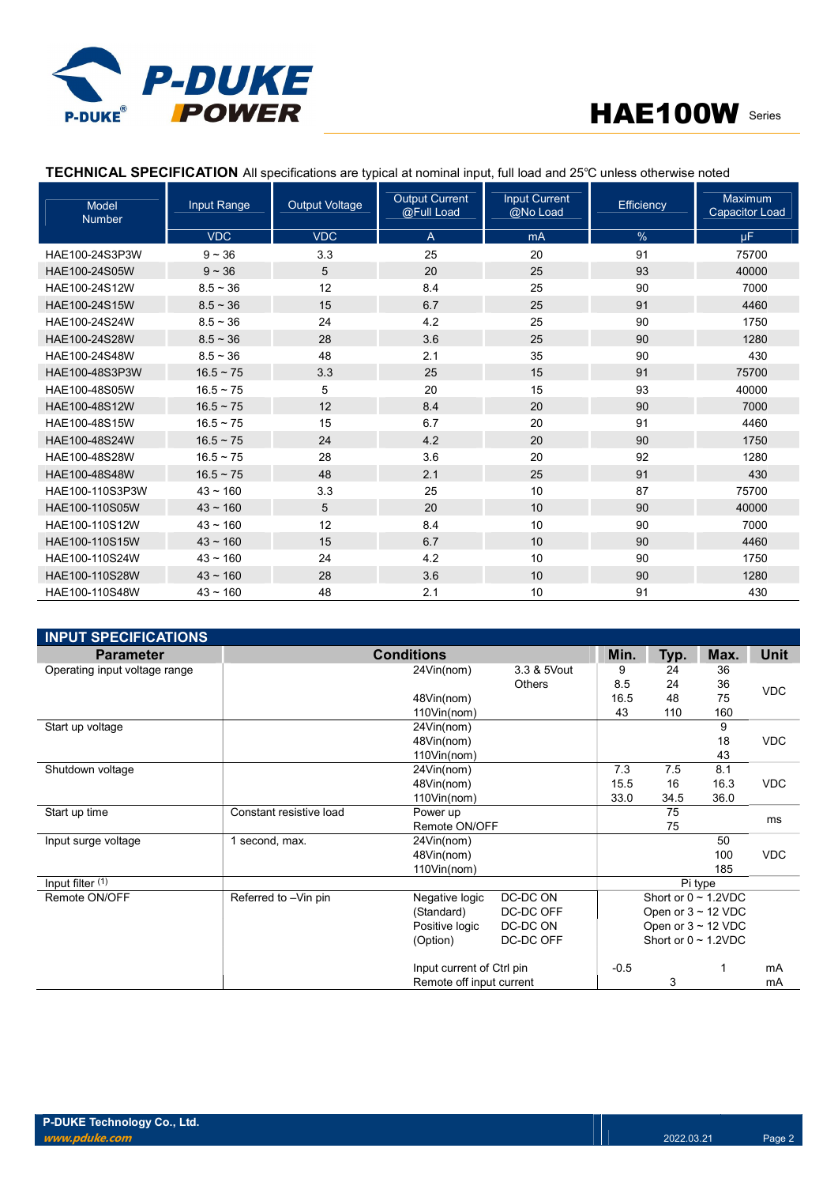## TECHNICAL SPECIFICATION

All specifications are typical at nominal input, full load and 25℃ unless otherwise noted

| Model Number | Input Range | Output Voltage | Output Current @Full Load | Input Current @No Load | Efficiency | Maximum Capacitor Load |
|---|---|---|---|---|---|---|
| | VDC | VDC | A | mA | % | µF |
| HAE100-24S3P3W | 9 ~ 36 | 3.3 | 25 | 20 | 91 | 75700 |
| HAE100-24S05W | 9 ~ 36 | 5 | 20 | 25 | 93 | 40000 |
| HAE100-24S12W | 8.5 ~ 36 | 12 | 8.4 | 25 | 90 | 7000 |
| HAE100-24S15W | 8.5 ~ 36 | 15 | 6.7 | 25 | 91 | 4460 |
| HAE100-24S24W | 8.5 ~ 36 | 24 | 4.2 | 25 | 90 | 1750 |
| HAE100-24S28W | 8.5 ~ 36 | 28 | 3.6 | 25 | 90 | 1280 |
| HAE100-24S48W | 8.5 ~ 36 | 48 | 2.1 | 35 | 90 | 430 |
| HAE100-48S3P3W | 16.5 ~ 75 | 3.3 | 25 | 15 | 91 | 75700 |
| HAE100-48S05W | 16.5 ~ 75 | 5 | 20 | 15 | 93 | 40000 |
| HAE100-48S12W | 16.5 ~ 75 | 12 | 8.4 | 20 | 90 | 7000 |
| HAE100-48S15W | 16.5 ~ 75 | 15 | 6.7 | 20 | 91 | 4460 |
| HAE100-48S24W | 16.5 ~ 75 | 24 | 4.2 | 20 | 90 | 1750 |
| HAE100-48S28W | 16.5 ~ 75 | 28 | 3.6 | 20 | 92 | 1280 |
| HAE100-48S48W | 16.5 ~ 75 | 48 | 2.1 | 25 | 91 | 430 |
| HAE100-110S3P3W | 43 ~ 160 | 3.3 | 25 | 10 | 87 | 75700 |
| HAE100-110S05W | 43 ~ 160 | 5 | 20 | 10 | 90 | 40000 |
| HAE100-110S12W | 43 ~ 160 | 12 | 8.4 | 10 | 90 | 7000 |
| HAE100-110S15W | 43 ~ 160 | 15 | 6.7 | 10 | 90 | 4460 |
| HAE100-110S24W | 43 ~ 160 | 24 | 4.2 | 10 | 90 | 1750 |
| HAE100-110S28W | 43 ~ 160 | 28 | 3.6 | 10 | 90 | 1280 |
| HAE100-110S48W | 43 ~ 160 | 48 | 2.1 | 10 | 91 | 430 |

## INPUT SPECIFICATIONS

| Parameter | Conditions | | | Min. | Typ. | Max. | Unit |
|---|---|---|---|---|---|---|---|
| Operating input voltage range | | 24Vin(nom) | 3.3 & 5Vout | 9 | 24 | 36 | VDC |
| | | | Others | 8.5 | 24 | 36 | |
| | | 48Vin(nom) | | 16.5 | 48 | 75 | |
| | | 110Vin(nom) | | 43 | 110 | 160 | |
| Start up voltage | | 24Vin(nom) | | | | 9 | VDC |
| | | 48Vin(nom) | | | | 18 | |
| | | 110Vin(nom) | | | | 43 | |
| Shutdown voltage | | 24Vin(nom) | | 7.3 | 7.5 | 8.1 | VDC |
| | | 48Vin(nom) | | 15.5 | 16 | 16.3 | |
| | | 110Vin(nom) | | 33.0 | 34.5 | 36.0 | |
| Start up time | Constant resistive load | Power up | | | 75 | | ms |
| | | Remote ON/OFF | | | 75 | | |
| Input surge voltage | 1 second, max. | 24Vin(nom) | | | | 50 | VDC |
| | | 48Vin(nom) | | | | 100 | |
| | | 110Vin(nom) | | | | 185 | |
| Input filter (1) | | | | Pi type | | | |
| Remote ON/OFF | Referred to –Vin pin | Negative logic (Standard) | DC-DC ON | Short or 0 ~ 1.2VDC | | | |
| | | | DC-DC OFF | Open or 3 ~ 12 VDC | | | |
| | | Positive logic (Option) | DC-DC ON | Open or 3 ~ 12 VDC | | | |
| | | | DC-DC OFF | Short or 0 ~ 1.2VDC | | | |
| | | Input current of Ctrl pin | | -0.5 | | 1 | mA |
| | | Remote off input current | | | 3 | | mA |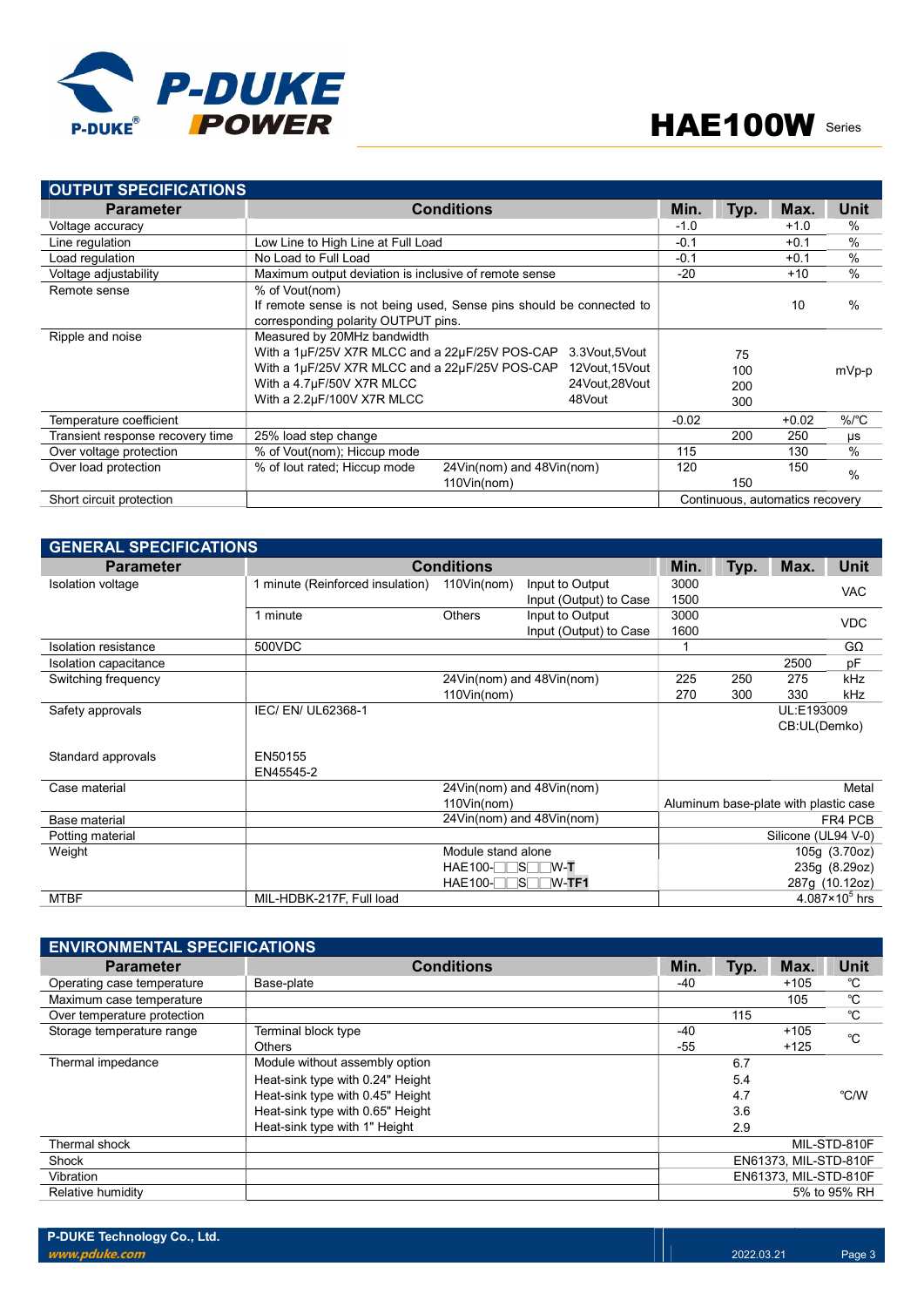## OUTPUT SPECIFICATIONS

| Parameter | Conditions | Min. | Typ. | Max. | Unit |
|---|---|---|---|---|---|
| Voltage accuracy | | -1.0 | | +1.0 | % |
| Line regulation | Low Line to High Line at Full Load | -0.1 | | +0.1 | % |
| Load regulation | No Load to Full Load | -0.1 | | +0.1 | % |
| Voltage adjustability | Maximum output deviation is inclusive of remote sense | -20 | | +10 | % |
| Remote sense | % of Vout(nom)<br>If remote sense is not being used, Sense pins should be connected to corresponding polarity OUTPUT pins. | | | 10 | % |
| Ripple and noise | Measured by 20MHz bandwidth<br>With a 1μF/25V X7R MLCC and a 22μF/25V POS-CAP 3.3Vout,5Vout<br>With a 1μF/25V X7R MLCC and a 22μF/25V POS-CAP 12Vout,15Vout<br>With a 4.7μF/50V X7R MLCC 24Vout,28Vout<br>With a 2.2μF/100V X7R MLCC 48Vout | | <br>75<br>100<br>200<br>300 | | mVp-p |
| Temperature coefficient | | -0.02 | | +0.02 | %/℃ |
| Transient response recovery time | 25% load step change | | 200 | 250 | μs |
| Over voltage protection | % of Vout(nom); Hiccup mode | 115 | | 130 | % |
| Over load protection | % of Iout rated; Hiccup mode 24Vin(nom) and 48Vin(nom)<br>110Vin(nom) | 120 | <br>150 | 150 | % |
| Short circuit protection | | Continuous, automatics recovery | | | |

## GENERAL SPECIFICATIONS

| Parameter | Conditions | Min. | Typ. | Max. | Unit |
|---|---|---|---|---|---|
| Isolation voltage | 1 minute (Reinforced insulation) 110Vin(nom) Input to Output<br>Input (Output) to Case | 3000<br>1500 | | | VAC |
| | 1 minute Others Input to Output<br>Input (Output) to Case | 3000<br>1600 | | | VDC |
| Isolation resistance | 500VDC | 1 | | | GΩ |
| Isolation capacitance | | | | 2500 | pF |
| Switching frequency | 24Vin(nom) and 48Vin(nom) | 225 | 250 | 275 | kHz |
| | 110Vin(nom) | 270 | 300 | 330 | kHz |
| Safety approvals | IEC/ EN/ UL62368-1 | | | UL:E193009<br>CB:UL(Demko) | |
| Standard approvals | EN50155<br>EN45545-2 | | | | |
| Case material | 24Vin(nom) and 48Vin(nom)<br>110Vin(nom) | Metal<br>Aluminum base-plate with plastic case | | | |
| Base material | 24Vin(nom) and 48Vin(nom) | FR4 PCB | | | |
| Potting material | | Silicone (UL94 V-0) | | | |
| Weight | Module stand alone<br>HAE100-□□S□□W-**T**<br>HAE100-□□S□□W-**TF1** | 105g (3.70oz)<br>235g (8.29oz)<br>287g (10.12oz) | | | |
| MTBF | MIL-HDBK-217F, Full load | $4.087\times10^{5}$ hrs | | | |

## ENVIRONMENTAL SPECIFICATIONS

| Parameter | Conditions | Min. | Typ. | Max. | Unit |
|---|---|---|---|---|---|
| Operating case temperature | Base-plate | -40 | | +105 | ℃ |
| Maximum case temperature | | | | 105 | ℃ |
| Over temperature protection | | | 115 | | ℃ |
| Storage temperature range | Terminal block type<br>Others | -40<br>-55 | | +105<br>+125 | ℃ |
| Thermal impedance | Module without assembly option<br>Heat-sink type with 0.24" Height<br>Heat-sink type with 0.45" Height<br>Heat-sink type with 0.65" Height<br>Heat-sink type with 1" Height | | 6.7<br>5.4<br>4.7<br>3.6<br>2.9 | | ℃/W |
| Thermal shock | | MIL-STD-810F | | | |
| Shock | | EN61373, MIL-STD-810F | | | |
| Vibration | | EN61373, MIL-STD-810F | | | |
| Relative humidity | | 5% to 95% RH | | | |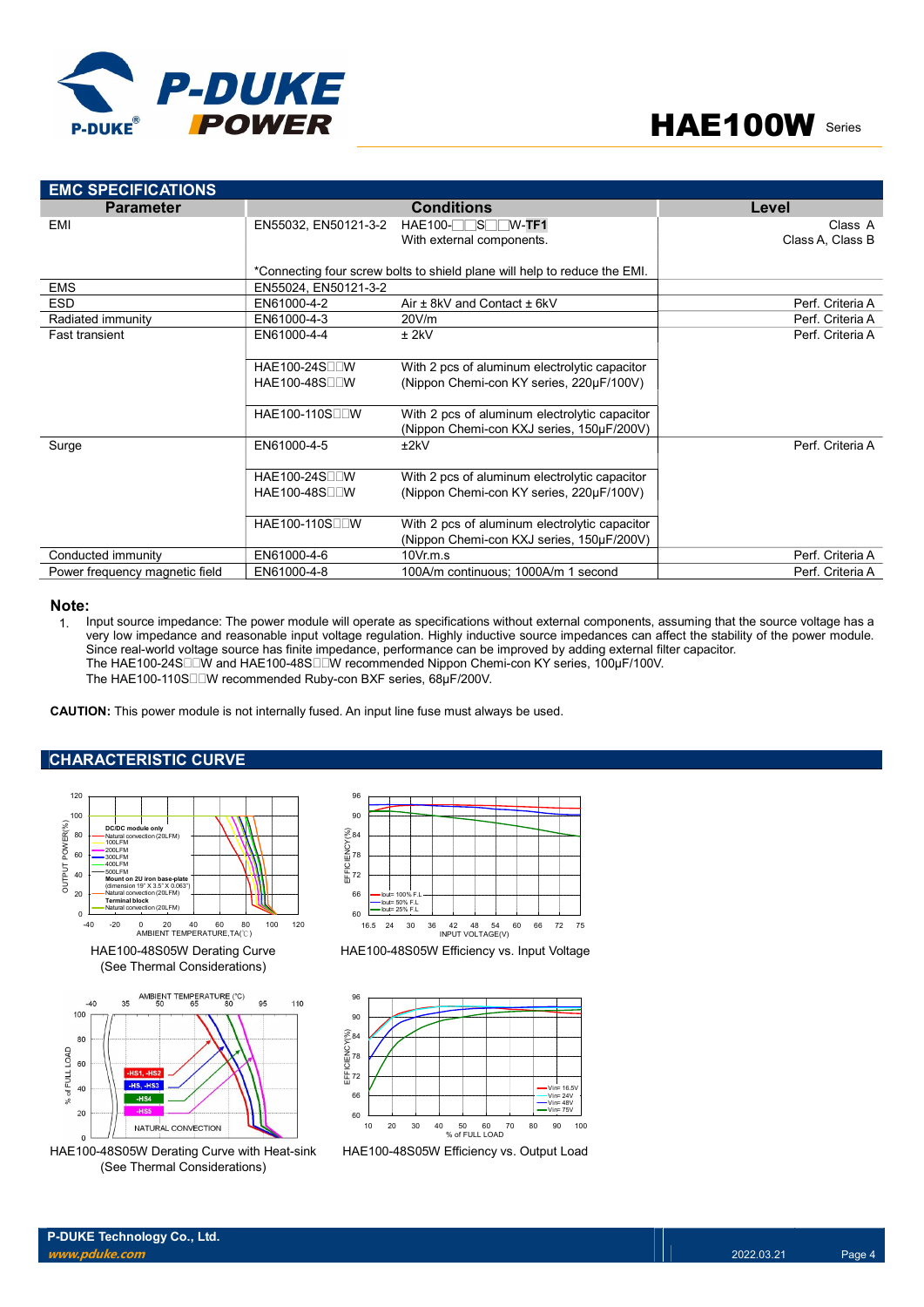## EMC SPECIFICATIONS

| Parameter | Conditions | | Level |
|---|---|---|---|
| EMI | EN55032, EN50121-3-2 | HAE100-□□S□□W-**TF1**<br>With external components.<br><br>*Connecting four screw bolts to shield plane will help to reduce the EMI. | Class A<br>Class A, Class B |
| EMS | EN55024, EN50121-3-2 | | |
| ESD | EN61000-4-2 | Air ± 8kV and Contact ± 6kV | Perf. Criteria A |
| Radiated immunity | EN61000-4-3 | 20V/m | Perf. Criteria A |
| Fast transient | EN61000-4-4<br><br>HAE100-24S□□W<br>HAE100-48S□□W<br><br>HAE100-110S□□W | ± 2kV<br><br>With 2 pcs of aluminum electrolytic capacitor<br>(Nippon Chemi-con KY series, 220µF/100V)<br><br>With 2 pcs of aluminum electrolytic capacitor<br>(Nippon Chemi-con KXJ series, 150µF/200V) | Perf. Criteria A |
| Surge | EN61000-4-5<br><br>HAE100-24S□□W<br>HAE100-48S□□W<br><br>HAE100-110S□□W | ±2kV<br><br>With 2 pcs of aluminum electrolytic capacitor<br>(Nippon Chemi-con KY series, 220µF/100V)<br><br>With 2 pcs of aluminum electrolytic capacitor<br>(Nippon Chemi-con KXJ series, 150µF/200V) | Perf. Criteria A |
| Conducted immunity | EN61000-4-6 | 10Vr.m.s | Perf. Criteria A |
| Power frequency magnetic field | EN61000-4-8 | 100A/m continuous; 1000A/m 1 second | Perf. Criteria A |

**Note:**

1. Input source impedance: The power module will operate as specifications without external components, assuming that the source voltage has a very low impedance and reasonable input voltage regulation. Highly inductive source impedances can affect the stability of the power module. Since real-world voltage source has finite impedance, performance can be improved by adding external filter capacitor.
   The HAE100-24S□□W and HAE100-48S□□W recommended Nippon Chemi-con KY series, 100µF/100V.
   The HAE100-110S□□W recommended Ruby-con BXF series, 68µF/200V.

**CAUTION:** This power module is not internally fused. An input line fuse must always be used.

## CHARACTERISTIC CURVE

HAE100-48S05W Derating Curve
(See Thermal Considerations)

HAE100-48S05W Efficiency vs. Input Voltage

HAE100-48S05W Derating Curve with Heat-sink
(See Thermal Considerations)

HAE100-48S05W Efficiency vs. Output Load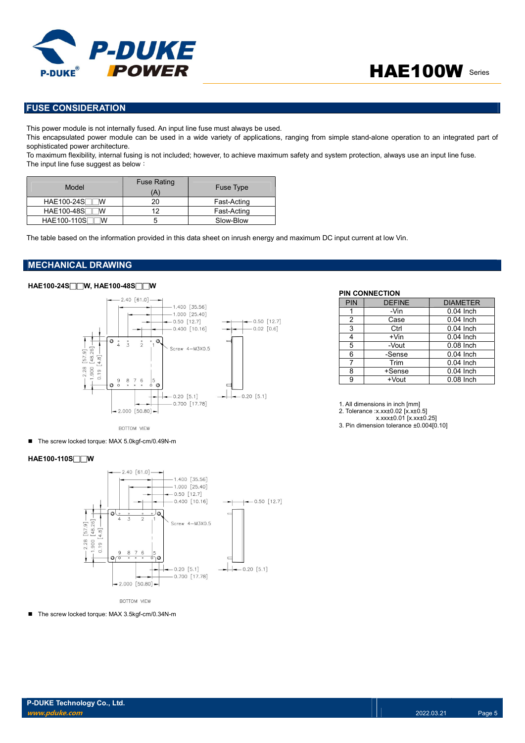## FUSE CONSIDERATION

This power module is not internally fused. An input line fuse must always be used.
This encapsulated power module can be used in a wide variety of applications, ranging from simple stand-alone operation to an integrated part of sophisticated power architecture.
To maximum flexibility, internal fusing is not included; however, to achieve maximum safety and system protection, always use an input line fuse.
The input line fuse suggest as below：

| Model | Fuse Rating (A) | Fuse Type |
|---|---|---|
| HAE100-24S□□W | 20 | Fast-Acting |
| HAE100-48S□□W | 12 | Fast-Acting |
| HAE100-110S□□W | 5 | Slow-Blow |

The table based on the information provided in this data sheet on inrush energy and maximum DC input current at low Vin.

## MECHANICAL DRAWING

**HAE100-24S□□W, HAE100-48S□□W**

- The screw locked torque: MAX 5.0kgf-cm/0.49N-m

**HAE100-110S□□W**

- The screw locked torque: MAX 3.5kgf-cm/0.34N-m

**PIN CONNECTION**

| PIN | DEFINE | DIAMETER |
|---|---|---|
| 1 | -Vin | 0.04 Inch |
| 2 | Case | 0.04 Inch |
| 3 | Ctrl | 0.04 Inch |
| 4 | +Vin | 0.04 Inch |
| 5 | -Vout | 0.08 Inch |
| 6 | -Sense | 0.04 Inch |
| 7 | Trim | 0.04 Inch |
| 8 | +Sense | 0.04 Inch |
| 9 | +Vout | 0.08 Inch |

1. All dimensions in inch [mm]
2. Tolerance :x.xx±0.02 [x.x±0.5]
   x.xxx±0.01 [x.xx±0.25]
3. Pin dimension tolerance ±0.004[0.10]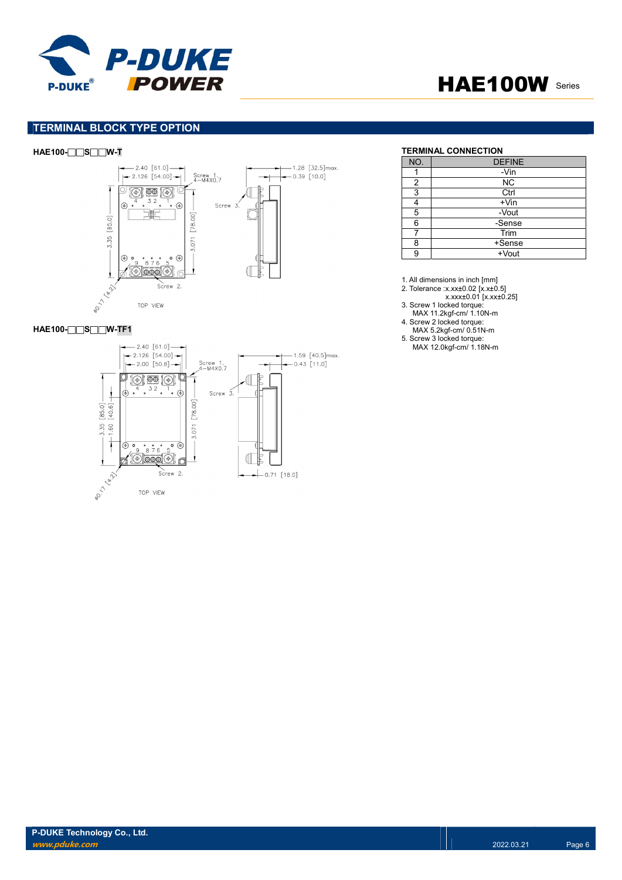## TERMINAL BLOCK TYPE OPTION

**HAE100-□□S□□W-T**

**HAE100-□□S□□W-TF1**

**TERMINAL CONNECTION**

| NO. | DEFINE |
|---|---|
| 1 | -Vin |
| 2 | NC |
| 3 | Ctrl |
| 4 | +Vin |
| 5 | -Vout |
| 6 | -Sense |
| 7 | Trim |
| 8 | +Sense |
| 9 | +Vout |

1. All dimensions in inch [mm]
2. Tolerance :x.xx±0.02 [x.x±0.5]
   x.xxx±0.01 [x.xx±0.25]
3. Screw 1 locked torque:
   MAX 11.2kgf-cm/ 1.10N-m
4. Screw 2 locked torque:
   MAX 5.2kgf-cm/ 0.51N-m
5. Screw 3 locked torque:
   MAX 12.0kgf-cm/ 1.18N-m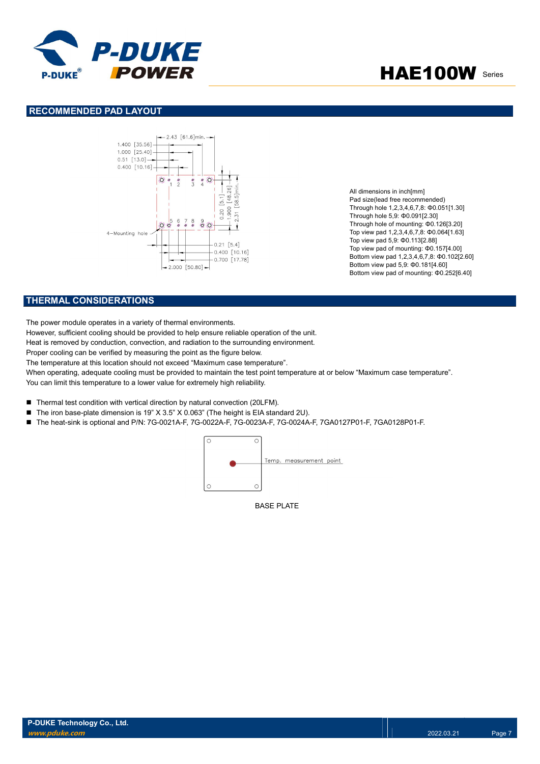## RECOMMENDED PAD LAYOUT

All dimensions in inch[mm]
Pad size(lead free recommended)
Through hole 1,2,3,4,6,7,8: Φ0.051[1.30]
Through hole 5,9: Φ0.091[2.30]
Through hole of mounting: Φ0.126[3.20]
Top view pad 1,2,3,4,6,7,8: Φ0.064[1.63]
Top view pad 5,9: Φ0.113[2.88]
Top view pad of mounting: Φ0.157[4.00]
Bottom view pad 1,2,3,4,6,7,8: Φ0.102[2.60]
Bottom view pad 5,9: Φ0.181[4.60]
Bottom view pad of mounting: Φ0.252[6.40]

## THERMAL CONSIDERATIONS

The power module operates in a variety of thermal environments.
However, sufficient cooling should be provided to help ensure reliable operation of the unit.
Heat is removed by conduction, convection, and radiation to the surrounding environment.
Proper cooling can be verified by measuring the point as the figure below.
The temperature at this location should not exceed "Maximum case temperature".
When operating, adequate cooling must be provided to maintain the test point temperature at or below "Maximum case temperature".
You can limit this temperature to a lower value for extremely high reliability.

- Thermal test condition with vertical direction by natural convection (20LFM).
- The iron base-plate dimension is 19" X 3.5" X 0.063" (The height is EIA standard 2U).
- The heat-sink is optional and P/N: 7G-0021A-F, 7G-0022A-F, 7G-0023A-F, 7G-0024A-F, 7GA0127P01-F, 7GA0128P01-F.

BASE PLATE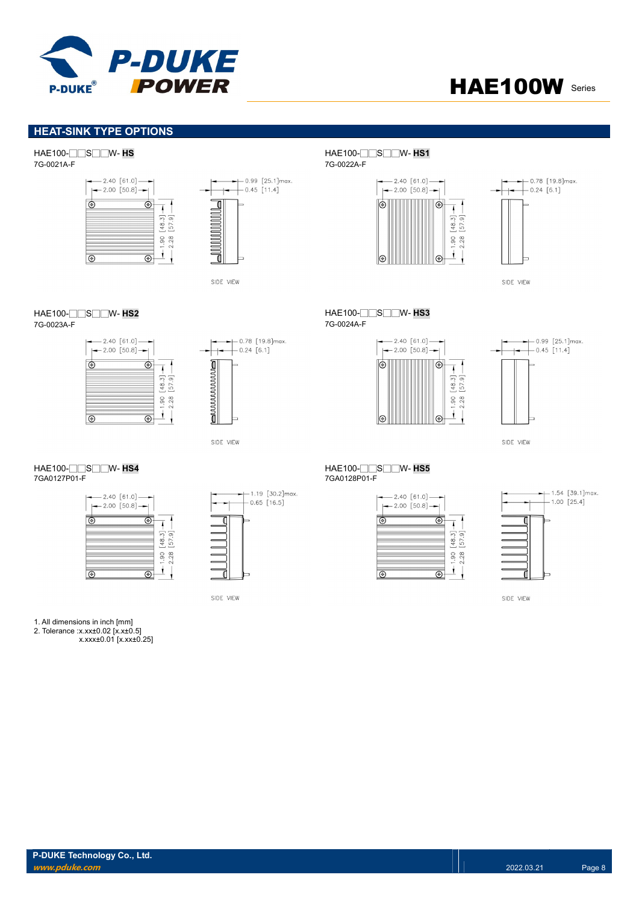## HEAT-SINK TYPE OPTIONS

HAE100-□□S□□W- **HS**
7G-0021A-F

2.40 [61.0]
2.00 [50.8]
1.90 [48.3]
2.28 [57.9]
0.99 [25.1]max.
0.45 [11.4]
SIDE VIEW

HAE100-□□S□□W- **HS1**
7G-0022A-F

2.40 [61.0]
2.00 [50.8]
1.90 [48.3]
2.28 [57.9]
0.78 [19.8]max.
0.24 [6.1]
SIDE VIEW

HAE100-□□S□□W- **HS2**
7G-0023A-F

2.40 [61.0]
2.00 [50.8]
1.90 [48.3]
2.28 [57.9]
0.78 [19.8]max.
0.24 [6.1]
SIDE VIEW

HAE100-□□S□□W- **HS3**
7G-0024A-F

2.40 [61.0]
2.00 [50.8]
1.90 [48.3]
2.28 [57.9]
0.99 [25.1]max.
0.45 [11.4]
SIDE VIEW

HAE100-□□S□□W- **HS4**
7GA0127P01-F

2.40 [61.0]
2.00 [50.8]
1.90 [48.3]
2.28 [57.9]
1.19 [30.2]max.
0.65 [16.5]
SIDE VIEW

HAE100-□□S□□W- **HS5**
7GA0128P01-F

2.40 [61.0]
2.00 [50.8]
1.90 [48.3]
2.28 [57.9]
1.54 [39.1]max.
1.00 [25.4]
SIDE VIEW

1. All dimensions in inch [mm]
2. Tolerance :x.xx±0.02 [x.x±0.5]
   x.xxx±0.01 [x.xx±0.25]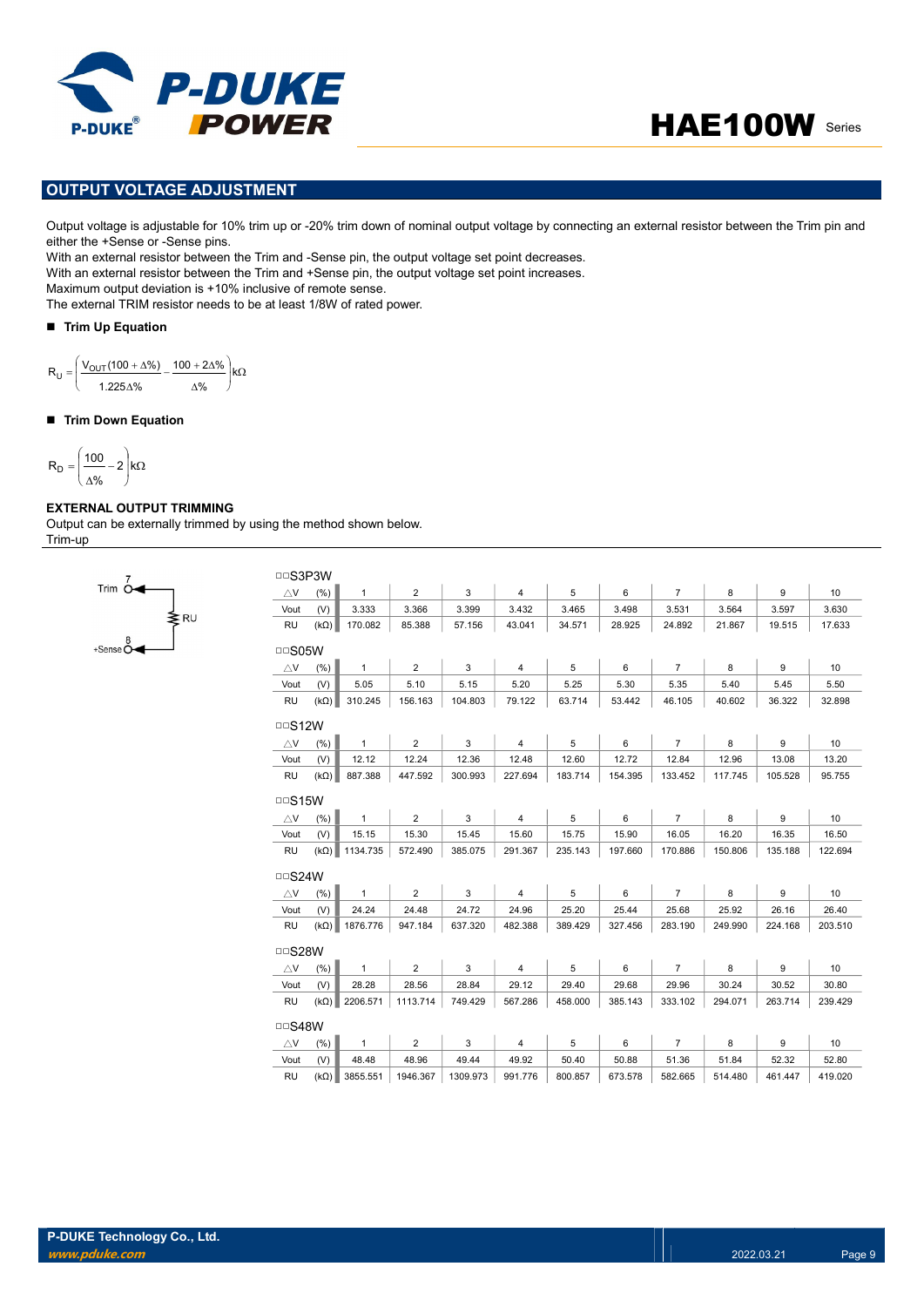## OUTPUT VOLTAGE ADJUSTMENT

Output voltage is adjustable for 10% trim up or -20% trim down of nominal output voltage by connecting an external resistor between the Trim pin and either the +Sense or -Sense pins.
With an external resistor between the Trim and -Sense pin, the output voltage set point decreases.
With an external resistor between the Trim and +Sense pin, the output voltage set point increases.
Maximum output deviation is +10% inclusive of remote sense.
The external TRIM resistor needs to be at least 1/8W of rated power.

- **Trim Up Equation**

$$R_U = \left( \frac{V_{OUT}(100 + \Delta\%)}{1.225\Delta\%} - \frac{100 + 2\Delta\%}{\Delta\%} \right) k\Omega$$

- **Trim Down Equation**

$$R_D = \left( \frac{100}{\Delta\%} - 2 \right) k\Omega$$

### EXTERNAL OUTPUT TRIMMING

Output can be externally trimmed by using the method shown below.
Trim-up

Trim 7 — RU — 8 +Sense

□□S3P3W

| △V (%) | 1 | 2 | 3 | 4 | 5 | 6 | 7 | 8 | 9 | 10 |
|---|---|---|---|---|---|---|---|---|---|---|
| Vout (V) | 3.333 | 3.366 | 3.399 | 3.432 | 3.465 | 3.498 | 3.531 | 3.564 | 3.597 | 3.630 |
| RU (kΩ) | 170.082 | 85.388 | 57.156 | 43.041 | 34.571 | 28.925 | 24.892 | 21.867 | 19.515 | 17.633 |

□□S05W

| △V (%) | 1 | 2 | 3 | 4 | 5 | 6 | 7 | 8 | 9 | 10 |
|---|---|---|---|---|---|---|---|---|---|---|
| Vout (V) | 5.05 | 5.10 | 5.15 | 5.20 | 5.25 | 5.30 | 5.35 | 5.40 | 5.45 | 5.50 |
| RU (kΩ) | 310.245 | 156.163 | 104.803 | 79.122 | 63.714 | 53.442 | 46.105 | 40.602 | 36.322 | 32.898 |

□□S12W

| △V (%) | 1 | 2 | 3 | 4 | 5 | 6 | 7 | 8 | 9 | 10 |
|---|---|---|---|---|---|---|---|---|---|---|
| Vout (V) | 12.12 | 12.24 | 12.36 | 12.48 | 12.60 | 12.72 | 12.84 | 12.96 | 13.08 | 13.20 |
| RU (kΩ) | 887.388 | 447.592 | 300.993 | 227.694 | 183.714 | 154.395 | 133.452 | 117.745 | 105.528 | 95.755 |

□□S15W

| △V (%) | 1 | 2 | 3 | 4 | 5 | 6 | 7 | 8 | 9 | 10 |
|---|---|---|---|---|---|---|---|---|---|---|
| Vout (V) | 15.15 | 15.30 | 15.45 | 15.60 | 15.75 | 15.90 | 16.05 | 16.20 | 16.35 | 16.50 |
| RU (kΩ) | 1134.735 | 572.490 | 385.075 | 291.367 | 235.143 | 197.660 | 170.886 | 150.806 | 135.188 | 122.694 |

□□S24W

| △V (%) | 1 | 2 | 3 | 4 | 5 | 6 | 7 | 8 | 9 | 10 |
|---|---|---|---|---|---|---|---|---|---|---|
| Vout (V) | 24.24 | 24.48 | 24.72 | 24.96 | 25.20 | 25.44 | 25.68 | 25.92 | 26.16 | 26.40 |
| RU (kΩ) | 1876.776 | 947.184 | 637.320 | 482.388 | 389.429 | 327.456 | 283.190 | 249.990 | 224.168 | 203.510 |

□□S28W

| △V (%) | 1 | 2 | 3 | 4 | 5 | 6 | 7 | 8 | 9 | 10 |
|---|---|---|---|---|---|---|---|---|---|---|
| Vout (V) | 28.28 | 28.56 | 28.84 | 29.12 | 29.40 | 29.68 | 29.96 | 30.24 | 30.52 | 30.80 |
| RU (kΩ) | 2206.571 | 1113.714 | 749.429 | 567.286 | 458.000 | 385.143 | 333.102 | 294.071 | 263.714 | 239.429 |

□□S48W

| △V (%) | 1 | 2 | 3 | 4 | 5 | 6 | 7 | 8 | 9 | 10 |
|---|---|---|---|---|---|---|---|---|---|---|
| Vout (V) | 48.48 | 48.96 | 49.44 | 49.92 | 50.40 | 50.88 | 51.36 | 51.84 | 52.32 | 52.80 |
| RU (kΩ) | 3855.551 | 1946.367 | 1309.973 | 991.776 | 800.857 | 673.578 | 582.665 | 514.480 | 461.447 | 419.020 |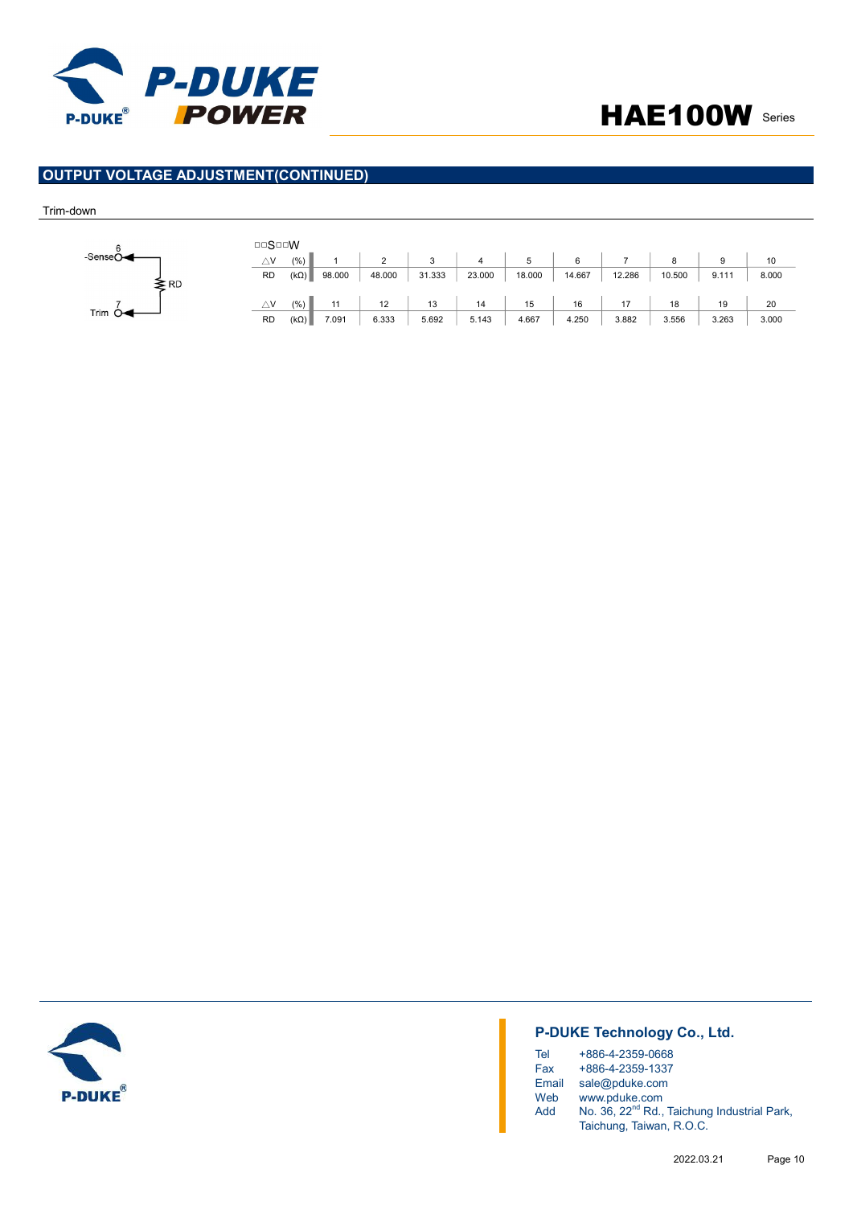## OUTPUT VOLTAGE ADJUSTMENT(CONTINUED)

Trim-down

6
-Sense
RD
7
Trim

□□S□□W

| | | | | | | | | | | | |
|---|---|---|---|---|---|---|---|---|---|---|---|
| △V | (%) | 1 | 2 | 3 | 4 | 5 | 6 | 7 | 8 | 9 | 10 |
| RD | (kΩ) | 98.000 | 48.000 | 31.333 | 23.000 | 18.000 | 14.667 | 12.286 | 10.500 | 9.111 | 8.000 |
| △V | (%) | 11 | 12 | 13 | 14 | 15 | 16 | 17 | 18 | 19 | 20 |
| RD | (kΩ) | 7.091 | 6.333 | 5.692 | 5.143 | 4.667 | 4.250 | 3.882 | 3.556 | 3.263 | 3.000 |

**P-DUKE Technology Co., Ltd.**

Tel +886-4-2359-0668
Fax +886-4-2359-1337
Email sale@pduke.com
Web www.pduke.com
Add No. 36, 22nd Rd., Taichung Industrial Park, Taichung, Taiwan, R.O.C.

2022.03.21